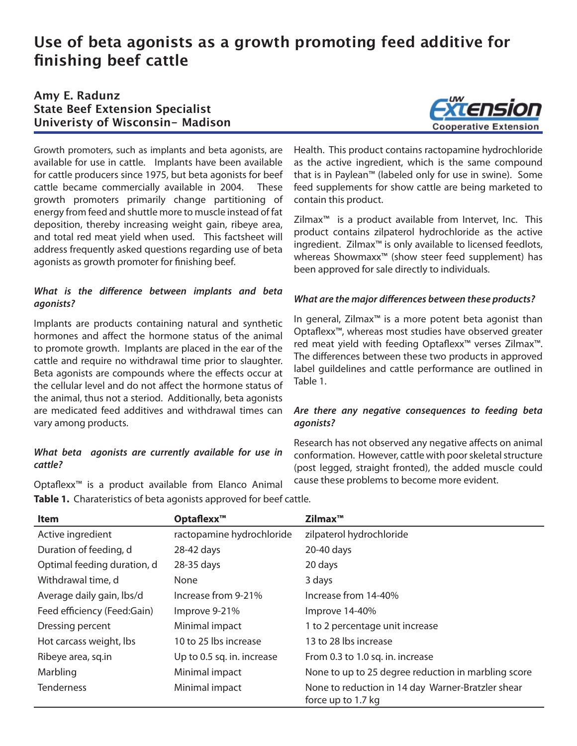# Use of beta agonists as a growth promoting feed additive for finishing beef cattle

**Amy E. Radunz**
**State Beef Extension Specialist**
**Univeristy of Wisconsin- Madison**

Growth promoters, such as implants and beta agonists, are available for use in cattle. Implants have been available for cattle producers since 1975, but beta agonists for beef cattle became commercially available in 2004. These growth promoters primarily change partitioning of energy from feed and shuttle more to muscle instead of fat deposition, thereby increasing weight gain, ribeye area, and total red meat yield when used. This factsheet will address frequently asked questions regarding use of beta agonists as growth promoter for finishing beef.

***What is the difference between implants and beta agonists?***

Implants are products containing natural and synthetic hormones and affect the hormone status of the animal to promote growth. Implants are placed in the ear of the cattle and require no withdrawal time prior to slaughter. Beta agonists are compounds where the effects occur at the cellular level and do not affect the hormone status of the animal, thus not a steriod. Additionally, beta agonists are medicated feed additives and withdrawal times can vary among products.

***What beta agonists are currently available for use in cattle?***

Optaflexx™ is a product available from Elanco Animal Health. This product contains ractopamine hydrochloride as the active ingredient, which is the same compound that is in Paylean™ (labeled only for use in swine). Some feed supplements for show cattle are being marketed to contain this product.

Zilmax™ is a product available from Intervet, Inc. This product contains zilpaterol hydrochloride as the active ingredient. Zilmax™ is only available to licensed feedlots, whereas Showmaxx™ (show steer feed supplement) has been approved for sale directly to individuals.

***What are the major differences between these products?***

In general, Zilmax™ is a more potent beta agonist than Optaflexx™, whereas most studies have observed greater red meat yield with feeding Optaflexx™ verses Zilmax™. The differences between these two products in approved label guildelines and cattle performance are outlined in Table 1.

***Are there any negative consequences to feeding beta agonists?***

Research has not observed any negative affects on animal conformation. However, cattle with poor skeletal structure (post legged, straight fronted), the added muscle could cause these problems to become more evident.

**Table 1.** Charateristics of beta agonists approved for beef cattle.

| Item | Optaflexx™ | Zilmax™ |
|---|---|---|
| Active ingredient | ractopamine hydrochloride | zilpaterol hydrochloride |
| Duration of feeding, d | 28-42 days | 20-40 days |
| Optimal feeding duration, d | 28-35 days | 20 days |
| Withdrawal time, d | None | 3 days |
| Average daily gain, lbs/d | Increase from 9-21% | Increase from 14-40% |
| Feed efficiency (Feed:Gain) | Improve 9-21% | Improve 14-40% |
| Dressing percent | Minimal impact | 1 to 2 percentage unit increase |
| Hot carcass weight, lbs | 10 to 25 lbs increase | 13 to 28 lbs increase |
| Ribeye area, sq.in | Up to 0.5 sq. in. increase | From 0.3 to 1.0 sq. in. increase |
| Marbling | Minimal impact | None to up to 25 degree reduction in marbling score |
| Tenderness | Minimal impact | None to reduction in 14 day Warner-Bratzler shear force up to 1.7 kg |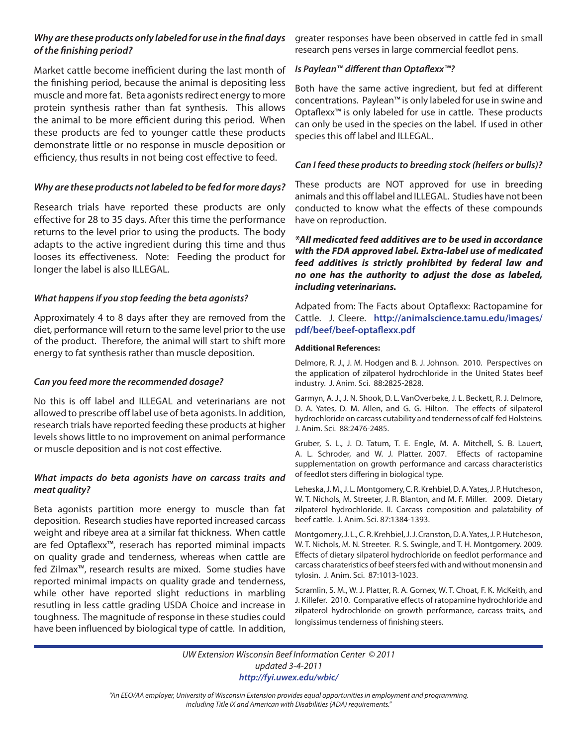***Why are these products only labeled for use in the final days of the finishing period?***

Market cattle become inefficient during the last month of the finishing period, because the animal is depositing less muscle and more fat. Beta agonists redirect energy to more protein synthesis rather than fat synthesis. This allows the animal to be more efficient during this period. When these products are fed to younger cattle these products demonstrate little or no response in muscle deposition or efficiency, thus results in not being cost effective to feed.

***Why are these products not labeled to be fed for more days?***

Research trials have reported these products are only effective for 28 to 35 days. After this time the performance returns to the level prior to using the products. The body adapts to the active ingredient during this time and thus looses its effectiveness. Note: Feeding the product for longer the label is also ILLEGAL.

***What happens if you stop feeding the beta agonists?***

Approximately 4 to 8 days after they are removed from the diet, performance will return to the same level prior to the use of the product. Therefore, the animal will start to shift more energy to fat synthesis rather than muscle deposition.

***Can you feed more the recommended dosage?***

No this is off label and ILLEGAL and veterinarians are not allowed to prescribe off label use of beta agonists. In addition, research trials have reported feeding these products at higher levels shows little to no improvement on animal performance or muscle deposition and is not cost effective.

***What impacts do beta agonists have on carcass traits and meat quality?***

Beta agonists partition more energy to muscle than fat deposition. Research studies have reported increased carcass weight and ribeye area at a similar fat thickness. When cattle are fed Optaflexx™, reserach has reported miminal impacts on quality grade and tenderness, whereas when cattle are fed Zilmax™, research results are mixed. Some studies have reported minimal impacts on quality grade and tenderness, while other have reported slight reductions in marbling resutling in less cattle grading USDA Choice and increase in toughness. The magnitude of response in these studies could have been influenced by biological type of cattle. In addition, greater responses have been observed in cattle fed in small research pens verses in large commercial feedlot pens.

***Is Paylean™ different than Optaflexx™?***

Both have the same active ingredient, but fed at different concentrations. Paylean™ is only labeled for use in swine and Optaflexx™ is only labeled for use in cattle. These products can only be used in the species on the label. If used in other species this off label and ILLEGAL.

***Can I feed these products to breeding stock (heifers or bulls)?***

These products are NOT approved for use in breeding animals and this off label and ILLEGAL. Studies have not been conducted to know what the effects of these compounds have on reproduction.

***\*All medicated feed additives are to be used in accordance with the FDA approved label. Extra-label use of medicated feed additives is strictly prohibited by federal law and no one has the authority to adjust the dose as labeled, including veterinarians.***

Adpated from: The Facts about Optaflexx: Ractopamine for Cattle. J. Cleere. **http://animalscience.tamu.edu/images/pdf/beef/beef-optaflexx.pdf**

**Additional References:**

Delmore, R. J., J. M. Hodgen and B. J. Johnson. 2010. Perspectives on the application of zilpaterol hydrochloride in the United States beef industry. J. Anim. Sci. 88:2825-2828.

Garmyn, A. J., J. N. Shook, D. L. VanOverbeke, J. L. Beckett, R. J. Delmore, D. A. Yates, D. M. Allen, and G. G. Hilton. The effects of silpaterol hydrochloride on carcass cutability and tenderness of calf-fed Holsteins. J. Anim. Sci. 88:2476-2485.

Gruber, S. L., J. D. Tatum, T. E. Engle, M. A. Mitchell, S. B. Lauert, A. L. Schroder, and W. J. Platter. 2007. Effects of ractopamine supplementation on growth performance and carcass characteristics of feedlot sters differing in biological type.

Leheska, J. M., J. L. Montgomery, C. R. Krehbiel, D. A. Yates, J. P. Hutcheson, W. T. Nichols, M. Streeter, J. R. Blanton, and M. F. Miller. 2009. Dietary zilpaterol hydrochloride. II. Carcass composition and palatability of beef cattle. J. Anim. Sci. 87:1384-1393.

Montgomery, J. L., C. R. Krehbiel, J. J. Cranston, D. A. Yates, J. P. Hutcheson, W. T. Nichols, M. N. Streeter. R. S. Swingle, and T. H. Montgomery. 2009. Effects of dietary silpaterol hydrochloride on feedlot performance and carcass charateristics of beef steers fed with and without monensin and tylosin. J. Anim. Sci. 87:1013-1023.

Scramlin, S. M., W. J. Platter, R. A. Gomez, W. T. Choat, F. K. McKeith, and J. Killefer. 2010. Comparative effects of ratopamine hydrochloride and zilpaterol hydrochloride on growth performance, carcass traits, and longissimus tenderness of finishing steers.

*UW Extension Wisconsin Beef Information Center © 2011*
*updated 3-4-2011*
***http://fyi.uwex.edu/wbic/***

*"An EEO/AA employer, University of Wisconsin Extension provides equal opportunities in employment and programming, including Title IX and American with Disabilities (ADA) requirements."*